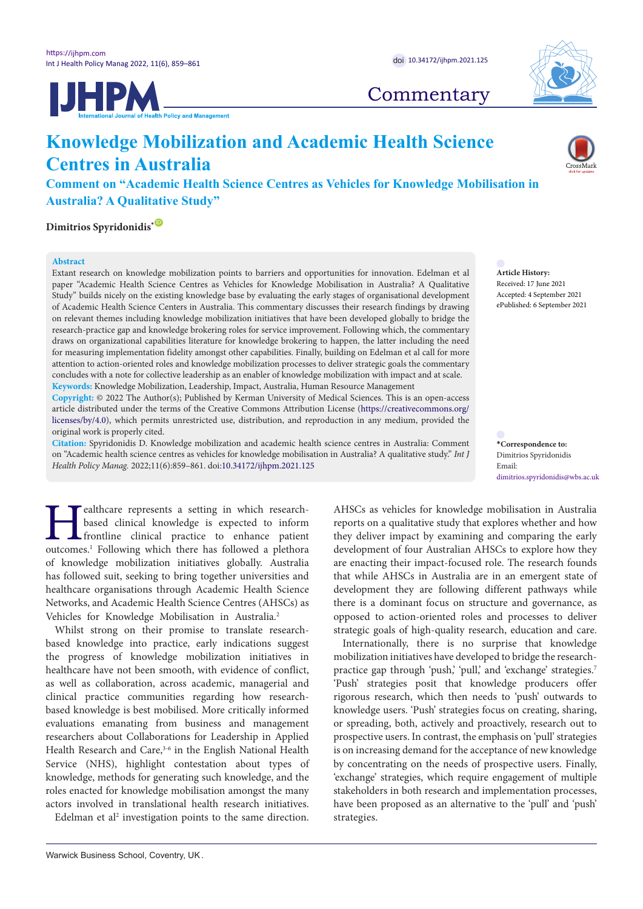Commentary

# Knowledge Mobilization and Academic Health Science Centres in Australia

## Comment on "Academic Health Science Centres as Vehicles for Knowledge Mobilisation in Australia? A Qualitative Study"

**Dimitrios Spyridonidis**[*]

**Abstract**

Extant research on knowledge mobilization points to barriers and opportunities for innovation. Edelman et al paper "Academic Health Science Centres as Vehicles for Knowledge Mobilisation in Australia? A Qualitative Study" builds nicely on the existing knowledge base by evaluating the early stages of organisational development of Academic Health Science Centers in Australia. This commentary discusses their research findings by drawing on relevant themes including knowledge mobilization initiatives that have been developed globally to bridge the research-practice gap and knowledge brokering roles for service improvement. Following which, the commentary draws on organizational capabilities literature for knowledge brokering to happen, the latter including the need for measuring implementation fidelity amongst other capabilities. Finally, building on Edelman et al call for more attention to action-oriented roles and knowledge mobilization processes to deliver strategic goals the commentary concludes with a note for collective leadership as an enabler of knowledge mobilization with impact and at scale.

**Keywords:** Knowledge Mobilization, Leadership, Impact, Australia, Human Resource Management

**Copyright:** © 2022 The Author(s); Published by Kerman University of Medical Sciences. This is an open-access article distributed under the terms of the Creative Commons Attribution License (https://creativecommons.org/licenses/by/4.0), which permits unrestricted use, distribution, and reproduction in any medium, provided the original work is properly cited.

**Citation:** Spyridonidis D. Knowledge mobilization and academic health science centres in Australia: Comment on "Academic health science centres as vehicles for knowledge mobilisation in Australia? A qualitative study." *Int J Health Policy Manag.* 2022;11(6):859–861. doi:10.34172/ijhpm.2021.125

**Article History:**
Received: 17 June 2021
Accepted: 4 September 2021
ePublished: 6 September 2021

***Correspondence to:**
Dimitrios Spyridonidis
Email: dimitrios.spyridonidis@wbs.ac.uk

Healthcare represents a setting in which research-based clinical knowledge is expected to inform frontline clinical practice to enhance patient outcomes.[1] Following which there has followed a plethora of knowledge mobilization initiatives globally. Australia has followed suit, seeking to bring together universities and healthcare organisations through Academic Health Science Networks, and Academic Health Science Centres (AHSCs) as Vehicles for Knowledge Mobilisation in Australia.[2]

Whilst strong on their promise to translate research-based knowledge into practice, early indications suggest the progress of knowledge mobilization initiatives in healthcare have not been smooth, with evidence of conflict, as well as collaboration, across academic, managerial and clinical practice communities regarding how research-based knowledge is best mobilised. More critically informed evaluations emanating from business and management researchers about Collaborations for Leadership in Applied Health Research and Care,[3-6] in the English National Health Service (NHS), highlight contestation about types of knowledge, methods for generating such knowledge, and the roles enacted for knowledge mobilisation amongst the many actors involved in translational health research initiatives.

Edelman et al[2] investigation points to the same direction. AHSCs as vehicles for knowledge mobilisation in Australia reports on a qualitative study that explores whether and how they deliver impact by examining and comparing the early development of four Australian AHSCs to explore how they are enacting their impact-focused role. The research founds that while AHSCs in Australia are in an emergent state of development they are following different pathways while there is a dominant focus on structure and governance, as opposed to action-oriented roles and processes to deliver strategic goals of high-quality research, education and care.

Internationally, there is no surprise that knowledge mobilization initiatives have developed to bridge the research-practice gap through 'push,' 'pull,' and 'exchange' strategies.[7] 'Push' strategies posit that knowledge producers offer rigorous research, which then needs to 'push' outwards to knowledge users. 'Push' strategies focus on creating, sharing, or spreading, both, actively and proactively, research out to prospective users. In contrast, the emphasis on 'pull' strategies is on increasing demand for the acceptance of new knowledge by concentrating on the needs of prospective users. Finally, 'exchange' strategies, which require engagement of multiple stakeholders in both research and implementation processes, have been proposed as an alternative to the 'pull' and 'push' strategies.

Warwick Business School, Coventry, UK.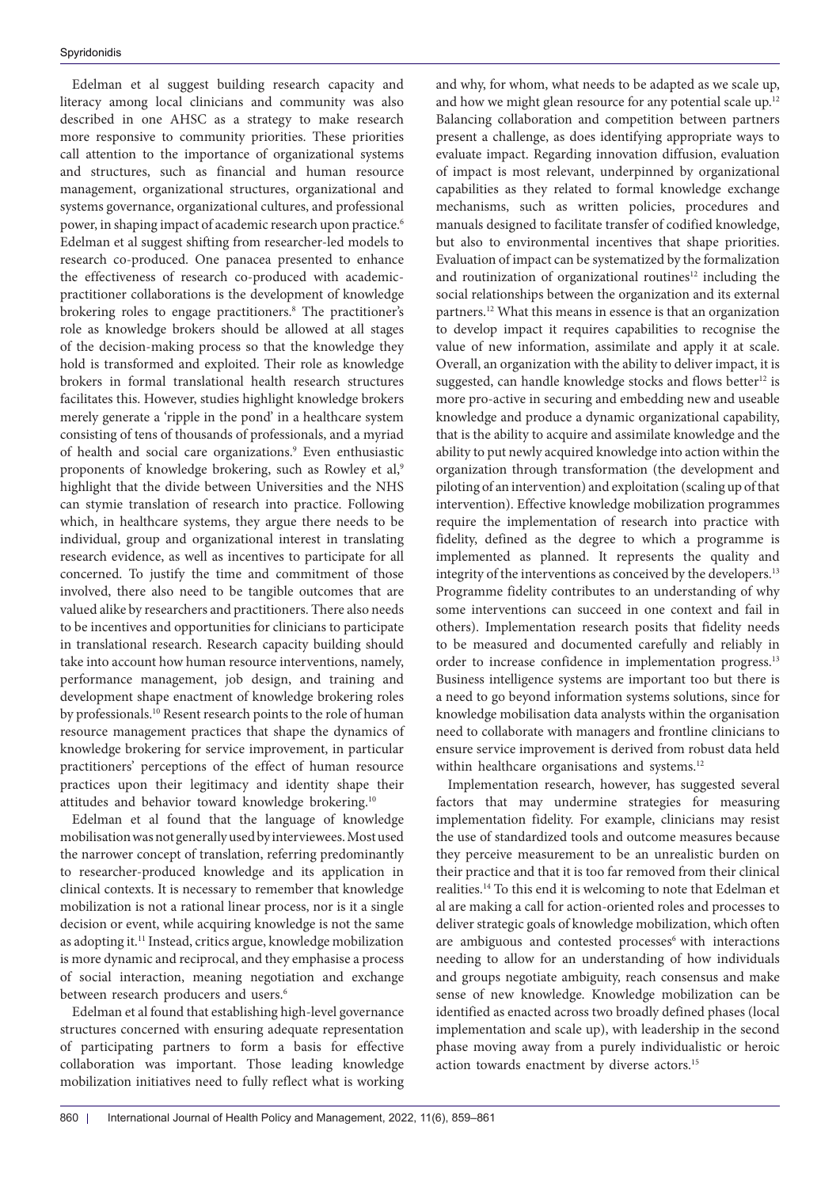Edelman et al suggest building research capacity and literacy among local clinicians and community was also described in one AHSC as a strategy to make research more responsive to community priorities. These priorities call attention to the importance of organizational systems and structures, such as financial and human resource management, organizational structures, organizational and systems governance, organizational cultures, and professional power, in shaping impact of academic research upon practice.[6] Edelman et al suggest shifting from researcher-led models to research co-produced. One panacea presented to enhance the effectiveness of research co-produced with academic-practitioner collaborations is the development of knowledge brokering roles to engage practitioners.[8] The practitioner's role as knowledge brokers should be allowed at all stages of the decision-making process so that the knowledge they hold is transformed and exploited. Their role as knowledge brokers in formal translational health research structures facilitates this. However, studies highlight knowledge brokers merely generate a 'ripple in the pond' in a healthcare system consisting of tens of thousands of professionals, and a myriad of health and social care organizations.[9] Even enthusiastic proponents of knowledge brokering, such as Rowley et al,[9] highlight that the divide between Universities and the NHS can stymie translation of research into practice. Following which, in healthcare systems, they argue there needs to be individual, group and organizational interest in translating research evidence, as well as incentives to participate for all concerned. To justify the time and commitment of those involved, there also need to be tangible outcomes that are valued alike by researchers and practitioners. There also needs to be incentives and opportunities for clinicians to participate in translational research. Research capacity building should take into account how human resource interventions, namely, performance management, job design, and training and development shape enactment of knowledge brokering roles by professionals.[10] Resent research points to the role of human resource management practices that shape the dynamics of knowledge brokering for service improvement, in particular practitioners' perceptions of the effect of human resource practices upon their legitimacy and identity shape their attitudes and behavior toward knowledge brokering.[10]

Edelman et al found that the language of knowledge mobilisation was not generally used by interviewees. Most used the narrower concept of translation, referring predominantly to researcher-produced knowledge and its application in clinical contexts. It is necessary to remember that knowledge mobilization is not a rational linear process, nor is it a single decision or event, while acquiring knowledge is not the same as adopting it.[11] Instead, critics argue, knowledge mobilization is more dynamic and reciprocal, and they emphasise a process of social interaction, meaning negotiation and exchange between research producers and users.[6]

Edelman et al found that establishing high-level governance structures concerned with ensuring adequate representation of participating partners to form a basis for effective collaboration was important. Those leading knowledge mobilization initiatives need to fully reflect what is working and why, for whom, what needs to be adapted as we scale up, and how we might glean resource for any potential scale up.[12] Balancing collaboration and competition between partners present a challenge, as does identifying appropriate ways to evaluate impact. Regarding innovation diffusion, evaluation of impact is most relevant, underpinned by organizational capabilities as they related to formal knowledge exchange mechanisms, such as written policies, procedures and manuals designed to facilitate transfer of codified knowledge, but also to environmental incentives that shape priorities. Evaluation of impact can be systematized by the formalization and routinization of organizational routines[12] including the social relationships between the organization and its external partners.[12] What this means in essence is that an organization to develop impact it requires capabilities to recognise the value of new information, assimilate and apply it at scale. Overall, an organization with the ability to deliver impact, it is suggested, can handle knowledge stocks and flows better[12] is more pro-active in securing and embedding new and useable knowledge and produce a dynamic organizational capability, that is the ability to acquire and assimilate knowledge and the ability to put newly acquired knowledge into action within the organization through transformation (the development and piloting of an intervention) and exploitation (scaling up of that intervention). Effective knowledge mobilization programmes require the implementation of research into practice with fidelity, defined as the degree to which a programme is implemented as planned. It represents the quality and integrity of the interventions as conceived by the developers.[13] Programme fidelity contributes to an understanding of why some interventions can succeed in one context and fail in others). Implementation research posits that fidelity needs to be measured and documented carefully and reliably in order to increase confidence in implementation progress.[13] Business intelligence systems are important too but there is a need to go beyond information systems solutions, since for knowledge mobilisation data analysts within the organisation need to collaborate with managers and frontline clinicians to ensure service improvement is derived from robust data held within healthcare organisations and systems.[12]

Implementation research, however, has suggested several factors that may undermine strategies for measuring implementation fidelity. For example, clinicians may resist the use of standardized tools and outcome measures because they perceive measurement to be an unrealistic burden on their practice and that it is too far removed from their clinical realities.[14] To this end it is welcoming to note that Edelman et al are making a call for action-oriented roles and processes to deliver strategic goals of knowledge mobilization, which often are ambiguous and contested processes[6] with interactions needing to allow for an understanding of how individuals and groups negotiate ambiguity, reach consensus and make sense of new knowledge. Knowledge mobilization can be identified as enacted across two broadly defined phases (local implementation and scale up), with leadership in the second phase moving away from a purely individualistic or heroic action towards enactment by diverse actors.[15]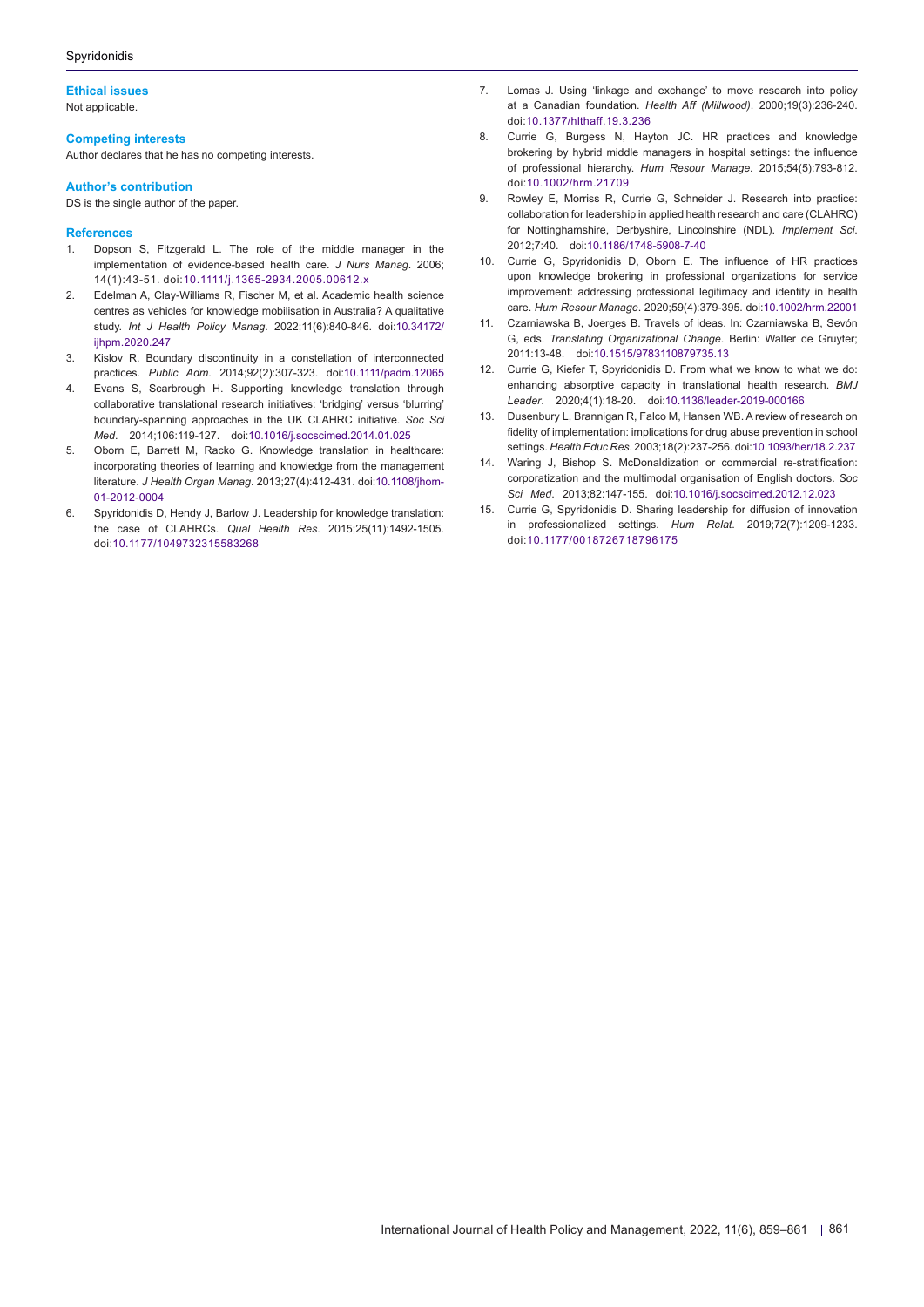## Ethical issues

Not applicable.

## Competing interests

Author declares that he has no competing interests.

## Author's contribution

DS is the single author of the paper.

## References

1. Dopson S, Fitzgerald L. The role of the middle manager in the implementation of evidence-based health care. *J Nurs Manag*. 2006; 14(1):43-51. doi:10.1111/j.1365-2934.2005.00612.x
2. Edelman A, Clay-Williams R, Fischer M, et al. Academic health science centres as vehicles for knowledge mobilisation in Australia? A qualitative study. *Int J Health Policy Manag*. 2022;11(6):840-846. doi:10.34172/ijhpm.2020.247
3. Kislov R. Boundary discontinuity in a constellation of interconnected practices. *Public Adm*. 2014;92(2):307-323. doi:10.1111/padm.12065
4. Evans S, Scarbrough H. Supporting knowledge translation through collaborative translational research initiatives: 'bridging' versus 'blurring' boundary-spanning approaches in the UK CLAHRC initiative. *Soc Sci Med*. 2014;106:119-127. doi:10.1016/j.socscimed.2014.01.025
5. Oborn E, Barrett M, Racko G. Knowledge translation in healthcare: incorporating theories of learning and knowledge from the management literature. *J Health Organ Manag*. 2013;27(4):412-431. doi:10.1108/jhom-01-2012-0004
6. Spyridonidis D, Hendy J, Barlow J. Leadership for knowledge translation: the case of CLAHRCs. *Qual Health Res*. 2015;25(11):1492-1505. doi:10.1177/1049732315583268
7. Lomas J. Using 'linkage and exchange' to move research into policy at a Canadian foundation. *Health Aff (Millwood)*. 2000;19(3):236-240. doi:10.1377/hlthaff.19.3.236
8. Currie G, Burgess N, Hayton JC. HR practices and knowledge brokering by hybrid middle managers in hospital settings: the influence of professional hierarchy. *Hum Resour Manage*. 2015;54(5):793-812. doi:10.1002/hrm.21709
9. Rowley E, Morriss R, Currie G, Schneider J. Research into practice: collaboration for leadership in applied health research and care (CLAHRC) for Nottinghamshire, Derbyshire, Lincolnshire (NDL). *Implement Sci*. 2012;7:40. doi:10.1186/1748-5908-7-40
10. Currie G, Spyridonidis D, Oborn E. The influence of HR practices upon knowledge brokering in professional organizations for service improvement: addressing professional legitimacy and identity in health care. *Hum Resour Manage*. 2020;59(4):379-395. doi:10.1002/hrm.22001
11. Czarniawska B, Joerges B. Travels of ideas. In: Czarniawska B, Sevón G, eds. *Translating Organizational Change*. Berlin: Walter de Gruyter; 2011:13-48. doi:10.1515/9783110879735.13
12. Currie G, Kiefer T, Spyridonidis D. From what we know to what we do: enhancing absorptive capacity in translational health research. *BMJ Leader*. 2020;4(1):18-20. doi:10.1136/leader-2019-000166
13. Dusenbury L, Brannigan R, Falco M, Hansen WB. A review of research on fidelity of implementation: implications for drug abuse prevention in school settings. *Health Educ Res*. 2003;18(2):237-256. doi:10.1093/her/18.2.237
14. Waring J, Bishop S. McDonaldization or commercial re-stratification: corporatization and the multimodal organisation of English doctors. *Soc Sci Med*. 2013;82:147-155. doi:10.1016/j.socscimed.2012.12.023
15. Currie G, Spyridonidis D. Sharing leadership for diffusion of innovation in professionalized settings. *Hum Relat*. 2019;72(7):1209-1233. doi:10.1177/0018726718796175